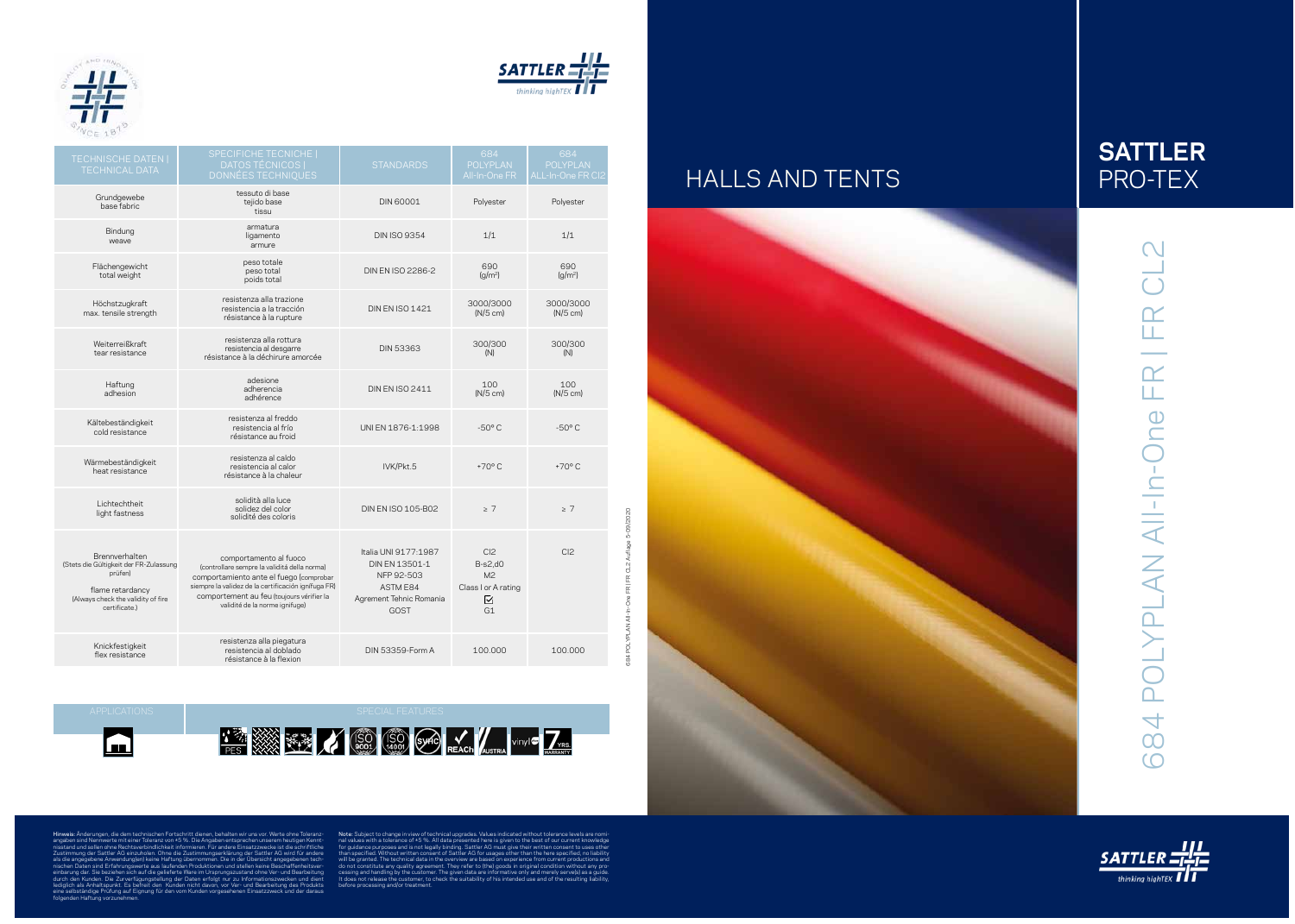# SATTLER PRO-TEX

## HALLS AND TENTS

## 684 POLYPLAN All-In-One FR | FR CL2

| TECHNISCHE DATEN \| TECHNICAL DATA | SPECIFICHE TECNICHE \| DATOS TÉCNICOS \| DONNÉES TECHNIQUES | STANDARDS | 684 POLYPLAN All-In-One FR | 684 POLYPLAN ALL-In-One FR Cl2 |
|---|---|---|---|---|
| Grundgewebe base fabric | tessuto di base tejido base tissu | DIN 60001 | Polyester | Polyester |
| Bindung weave | armatura ligamento armure | DIN ISO 9354 | 1/1 | 1/1 |
| Flächengewicht total weight | peso totale peso total poids total | DIN EN ISO 2286-2 | 690 (g/m²) | 690 (g/m²) |
| Höchstzugkraft max. tensile strength | resistenza alla trazione resistencia a la tracción résistance à la rupture | DIN EN ISO 1421 | 3000/3000 (N/5 cm) | 3000/3000 (N/5 cm) |
| Weiterreißkraft tear resistance | resistenza alla rottura resistencia al desgarre résistance à la déchirure amorcée | DIN 53363 | 300/300 (N) | 300/300 (N) |
| Haftung adhesion | adesione adherencia adhérence | DIN EN ISO 2411 | 100 (N/5 cm) | 100 (N/5 cm) |
| Kältebeständigkeit cold resistance | resistenza al freddo resistencia al frío résistance au froid | UNI EN 1876-1:1998 | -50° C | -50° C |
| Wärmebeständigkeit heat resistance | resistenza al caldo resistencia al calor résistance à la chaleur | IVK/Pkt.5 | +70° C | +70° C |
| Lichtechtheit light fastness | solidità alla luce solidez del color solidité des coloris | DIN EN ISO 105-B02 | ≥ 7 | ≥ 7 |
| Brennverhalten (Stets die Gültigkeit der FR-Zulassung prüfen) flame retardancy (Always check the validity of fire certificate.) | comportamento al fuoco (controllare sempre la validità della norma) comportamiento ante el fuego (comprobar siempre la validez de la certificación ignífuga FR) comportement au feu (toujours vérifier la validité de la norme ignifuge) | Italia UNI 9177:1987 DIN EN 13501-1 NFP 92-503 ASTM E84 Agrement Tehnic Romania GOST | Cl2 B-s2,d0 M2 Class I or A rating ☑ G1 | Cl2 |
| Knickfestigkeit flex resistance | resistenza alla piegatura resistencia al doblado résistance à la flexion | DIN 53359-Form A | 100.000 | 100.000 |

| APPLICATIONS | SPECIAL FEATURES |
|---|---|
| | PES, ISO 9001, ISO 14001, REACH, AUSTRIA, vinyl, 7 YRS. WARRANTY |

684 POLYPLAN All-In-One FR | FR CL2 Auflage 5-09/2020

**Hinweis:** Änderungen, die dem technischen Fortschritt dienen, behalten wir uns vor. Werte ohne Toleranzangaben sind Nennwerte mit einer Toleranz von +5 %. Die Angaben entsprechen unserem heutigen Kenntnisstand und sollen ohne Rechtsverbindlichkeit informieren. Für andere Einsatzzwecke ist die schriftliche Zustimmung der Sattler AG einzuholen. Ohne die Zustimmungserklärung der Sattler AG wird für andere als die angegebene Anwendung(en) keine Haftung übernommen. Die in der Übersicht angegebenen technischen Daten sind Erfahrungswerte aus laufenden Produktionen und stellen keine Beschaffenheitsvereinbarung dar. Sie beziehen sich auf die gelieferte Ware im Ursprungszustand ohne Ver- und Bearbeitung durch den Kunden. Die Zurverfügungstellung der Daten erfolgt nur zu Informationszwecken und dient lediglich als Anhaltspunkt. Es befreit den Kunden nicht davon, vor Ver- und Bearbeitung des Produkts eine selbständige Prüfung auf Eignung für den vom Kunden vorgesehenen Einsatzzweck und der daraus folgenden Haftung vorzunehmen.

**Note:** Subject to change in view of technical upgrades. Values indicated without tolerance levels are nominal values with a tolerance of +5 %. All data presented here is given to the best of our current knowledge for guidance purposes and is not legally binding. Sattler AG must give their written consent to uses other than specified. Without written consent of Sattler AG for usages other than the here specified, no liability will be granted. The technical data in the overview are based on experience from current productions and do not constitute any quality agreement. They refer to (the) goods in original condition without any processing and handling by the customer. The given data are informative only and merely serve(s) as a guide. It does not release the customer, to check the suitability of his intended use and of the resulting liability, before processing and/or treatment.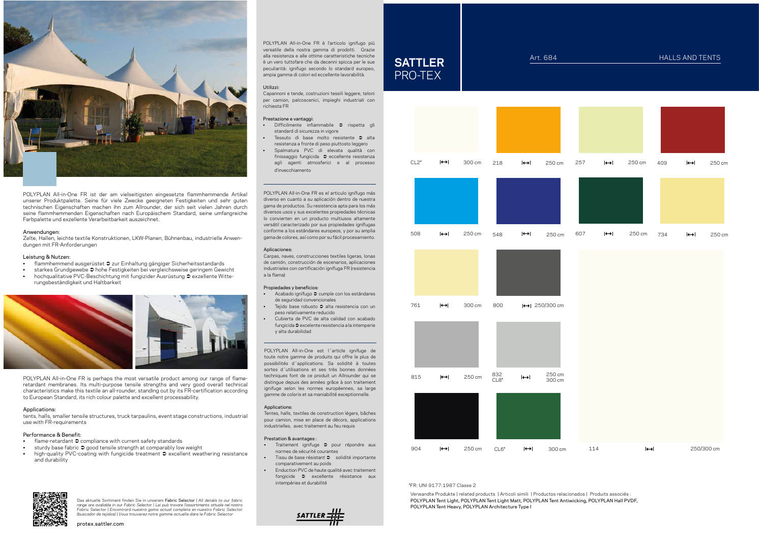# SATTLER PRO-TEX

Art. 684 HALLS AND TENTS

POLYPLAN All-in-One FR ist der am vielseitigsten eingesetzte flammhemmende Artikel unserer Produktpalette. Seine für viele Zwecke geeigneten Festigkeiten und sehr guten technischen Eigenschaften machen ihn zum Allrounder, der sich seit vielen Jahren durch seine flammhemmenden Eigenschaften nach Europäischem Standard, seine umfangreiche Farbpalette und exzellente Verarbeitbarkeit auszeichnet.

**Anwendungen:**
Zelte, Hallen, leichte textile Konstruktionen, LKW-Planen, Bühnenbau, industrielle Anwendungen mit FR-Anforderungen

**Leistung & Nutzen:**
- flammhemmend ausgerüstet ➲ zur Einhaltung gängiger Sicherheitsstandards
- starkes Grundgewebe ➲ hohe Festigkeiten bei vergleichsweise geringem Gewicht
- hochqualitative PVC-Beschichtung mit fungizider Ausrüstung ➲ exzellente Witterungsbeständigkeit und Haltbarkeit

POLYPLAN All-in-One FR is perhaps the most versatile product among our range of flame-retardant membranes. Its multi-purpose tensile strengths and very good overall technical characteristics make this textile an all-rounder, standing out by its FR-certification according to European Standard, its rich colour palette and excellent processability.

**Applications:**
tents, halls, smaller tensile structures, truck tarpaulins, event stage constructions, industrial use with FR-requirements

**Performance & Benefit:**
- flame-retardant ➲ compliance with current safety standards
- sturdy base fabric ➲ good tensile strength at comparably low weight
- high-quality PVC-coating with fungicide treatment ➲ excellent weathering resistance and durability

POLYPLAN All-in-One FR è l'articolo ignifugo più versatile della nostra gamma di prodotti. Grazie alla resistenza e alle ottime caratteristiche tecniche è un vero tuttofare che da decenni spicca per le sue peculiarità: ignifugo secondo lo standard europeo, ampia gamma di colori ed eccellente lavorabilità.

**Utilizzi:**
Capannoni e tende, costruzioni tessili leggere, teloni per camion, palcoscenici, impieghi industriali con richiesta FR

**Prestazione e vantaggi:**
- Difficilmente infiammabile ➲ rispetta gli standard di sicurezza in vigore
- Tessuto di base molto resistente ➲ alta resistenza a fronte di peso piuttosto leggero
- Spalmatura PVC di elevata qualità con finissaggio fungicida ➲ eccellente resistenza agli agenti atmosferici e al processo d'invecchiamento

POLYPLAN All-in-One FR es el artículo ignífugo más diverso en cuanto a su aplicación dentro de nuestra gama de productos. Su resistencia apta para los más diversos usos y sus excelentes propiedades técnicas lo convierten en un producto multiusos altamente versátil caracterizado por sus propiedades ignífugas conforme a los estándares europeos, y por su amplia gama de colores, así como por su fácil procesamiento.

**Aplicaciones:**
Carpas, naves, construcciones textiles ligeras, lonas de camión, construcción de escenarios, aplicaciones industriales con certificación ignífuga FR (resistencia a la flama)

**Propiedades y beneficios:**
- Acabado ignífugo ➲ cumple con los estándares de seguridad convencionales
- Tejido base robusto ➲ alta resistencia con un peso relativamente reducido
- Cubierta de PVC de alta calidad con acabado fungicida ➲ excelente resistencia a la intemperie y alta durabilidad

POLYPLAN All-in-One est l´article ignifuge de toute notre gamme de produits qui offre le plus de possibilités d´applications. Sa solidité à toutes sortes d´utilisations et ses très bonnes données techniques font de ce produit un Allrounder qui se distingue depuis des années grâce à son traitement ignifuge selon les normes européennes, sa large gamme de coloris et sa maniabilité exceptionnelle.

**Applications:**
Tentes, halls, textiles de construction légers, bâches pour camion, mise en place de décors, applications industrielles, avec traitement au feu requis

**Prestation & avantages :**
- Traitement ignifuge ➲ pour répondre aux normes de sécurité courantes
- Tissu de base résistant ➲ solidité importante comparativement au poids
- Enduction PVC de haute qualité avec traitement fongicide ➲ excellente résistance aux intempéries et durabilité

| | | | |
|---|---|---|---|
| CL2* ↤↦ 300 cm | 218 ↤↦ 250 cm | 257 ↤↦ 250 cm | 409 ↤↦ 250 cm |
| 508 ↤↦ 250 cm | 548 ↤↦ 250 cm | 607 ↤↦ 250 cm | 734 ↤↦ 250 cm |
| 761 ↤↦ 300 cm | 800 ↤↦ 250/300 cm | | |
| 815 ↤↦ 250 cm | 832 CL8* ↤↦ 250 cm 300 cm | | |
| 904 ↤↦ 250 cm | CL6* ↤↦ 300 cm | 114 ↤↦ 250/300 cm | |

*FR: UNI 9177:1987 Classe 2

Verwandte Produkte | related products | Articoli simili | Productos relacionados | Produits associés :
POLYPLAN Tent Light, POLYPLAN Tent Light Matt, POLYPLAN Tent Antiwicking, POLYPLAN Hall PVDF, POLYPLAN Tent Heavy, POLYPLAN Architecture Type I

Das aktuelle Sortiment finden Sie in unserem **Fabric Selector** | *All details to our fabric range are available in our Fabric Selector* | *Lei può trovare l'assortimento attuale nel nostro Fabric Selector* | *Encontrará nuestra gama actual completa en nuestro Fabric Selector (buscador de tejidos)* | *Vous trouverez notre gamme actuelle dans le Fabric Selector*

protex.sattler.com

SATTLER